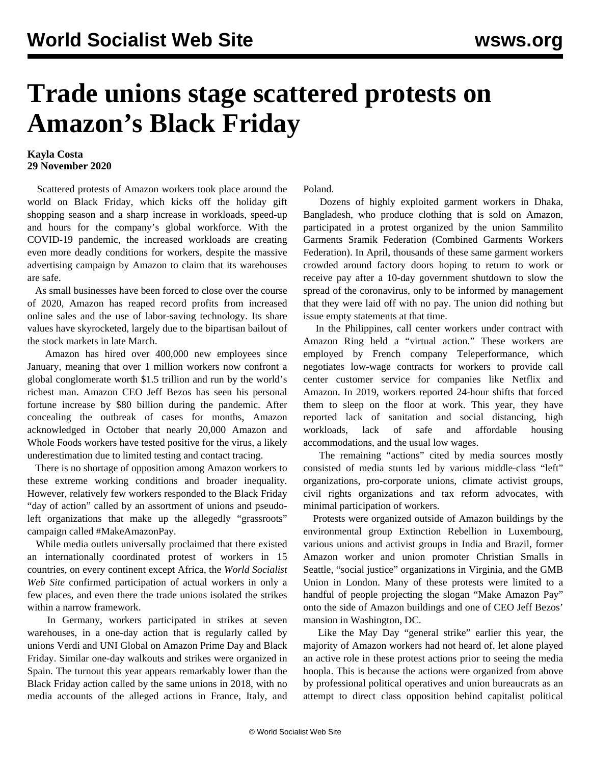# Trade unions stage scattered protests on Amazon's Black Friday

**Kayla Costa**
**29 November 2020**

Scattered protests of Amazon workers took place around the world on Black Friday, which kicks off the holiday gift shopping season and a sharp increase in workloads, speed-up and hours for the company's global workforce. With the COVID-19 pandemic, the increased workloads are creating even more deadly conditions for workers, despite the massive advertising campaign by Amazon to claim that its warehouses are safe.

As small businesses have been forced to close over the course of 2020, Amazon has reaped record profits from increased online sales and the use of labor-saving technology. Its share values have skyrocketed, largely due to the bipartisan bailout of the stock markets in late March.

Amazon has hired over 400,000 new employees since January, meaning that over 1 million workers now confront a global conglomerate worth $1.5 trillion and run by the world's richest man. Amazon CEO Jeff Bezos has seen his personal fortune increase by $80 billion during the pandemic. After concealing the outbreak of cases for months, Amazon acknowledged in October that nearly 20,000 Amazon and Whole Foods workers have tested positive for the virus, a likely underestimation due to limited testing and contact tracing.

There is no shortage of opposition among Amazon workers to these extreme working conditions and broader inequality. However, relatively few workers responded to the Black Friday "day of action" called by an assortment of unions and pseudo-left organizations that make up the allegedly "grassroots" campaign called #MakeAmazonPay.

While media outlets universally proclaimed that there existed an internationally coordinated protest of workers in 15 countries, on every continent except Africa, the *World Socialist Web Site* confirmed participation of actual workers in only a few places, and even there the trade unions isolated the strikes within a narrow framework.

In Germany, workers participated in strikes at seven warehouses, in a one-day action that is regularly called by unions Verdi and UNI Global on Amazon Prime Day and Black Friday. Similar one-day walkouts and strikes were organized in Spain. The turnout this year appears remarkably lower than the Black Friday action called by the same unions in 2018, with no media accounts of the alleged actions in France, Italy, and Poland.

Dozens of highly exploited garment workers in Dhaka, Bangladesh, who produce clothing that is sold on Amazon, participated in a protest organized by the union Sammilito Garments Sramik Federation (Combined Garments Workers Federation). In April, thousands of these same garment workers crowded around factory doors hoping to return to work or receive pay after a 10-day government shutdown to slow the spread of the coronavirus, only to be informed by management that they were laid off with no pay. The union did nothing but issue empty statements at that time.

In the Philippines, call center workers under contract with Amazon Ring held a "virtual action." These workers are employed by French company Teleperformance, which negotiates low-wage contracts for workers to provide call center customer service for companies like Netflix and Amazon. In 2019, workers reported 24-hour shifts that forced them to sleep on the floor at work. This year, they have reported lack of sanitation and social distancing, high workloads, lack of safe and affordable housing accommodations, and the usual low wages.

The remaining "actions" cited by media sources mostly consisted of media stunts led by various middle-class "left" organizations, pro-corporate unions, climate activist groups, civil rights organizations and tax reform advocates, with minimal participation of workers.

Protests were organized outside of Amazon buildings by the environmental group Extinction Rebellion in Luxembourg, various unions and activist groups in India and Brazil, former Amazon worker and union promoter Christian Smalls in Seattle, "social justice" organizations in Virginia, and the GMB Union in London. Many of these protests were limited to a handful of people projecting the slogan "Make Amazon Pay" onto the side of Amazon buildings and one of CEO Jeff Bezos' mansion in Washington, DC.

Like the May Day "general strike" earlier this year, the majority of Amazon workers had not heard of, let alone played an active role in these protest actions prior to seeing the media hoopla. This is because the actions were organized from above by professional political operatives and union bureaucrats as an attempt to direct class opposition behind capitalist political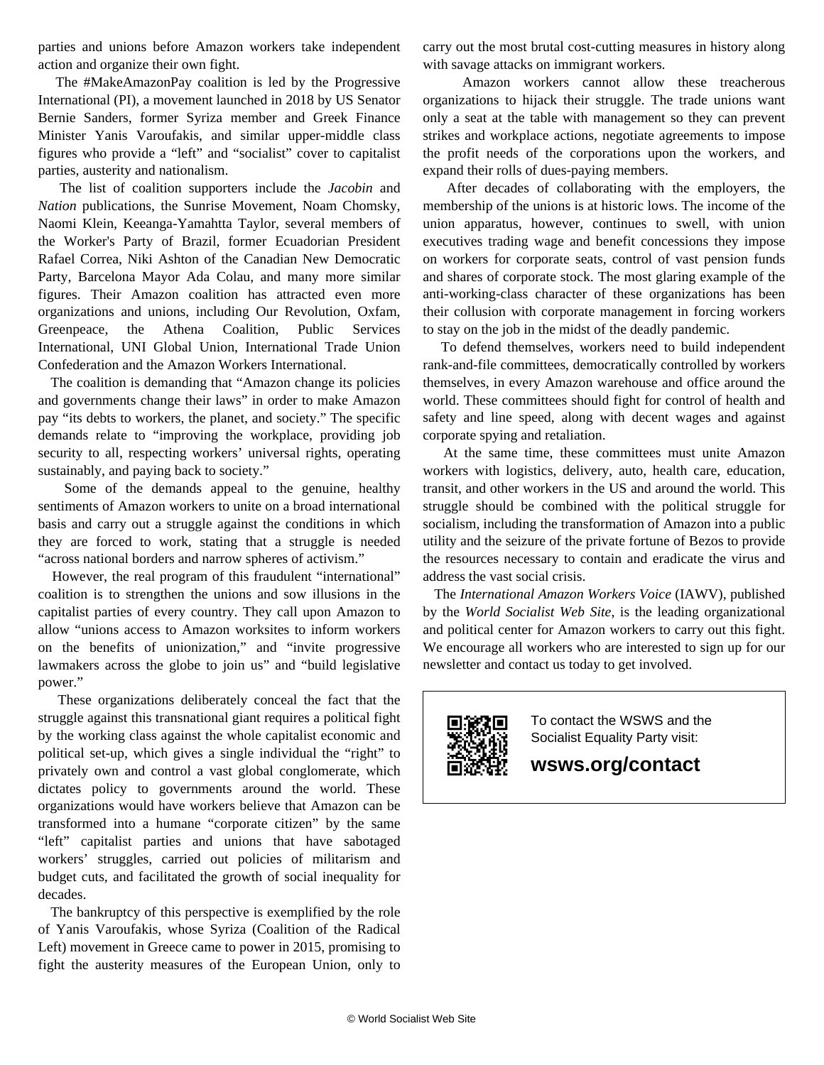parties and unions before Amazon workers take independent action and organize their own fight.

The #MakeAmazonPay coalition is led by the Progressive International (PI), a movement launched in 2018 by US Senator Bernie Sanders, former Syriza member and Greek Finance Minister Yanis Varoufakis, and similar upper-middle class figures who provide a "left" and "socialist" cover to capitalist parties, austerity and nationalism.

The list of coalition supporters include the *Jacobin* and *Nation* publications, the Sunrise Movement, Noam Chomsky, Naomi Klein, Keeanga-Yamahtta Taylor, several members of the Worker's Party of Brazil, former Ecuadorian President Rafael Correa, Niki Ashton of the Canadian New Democratic Party, Barcelona Mayor Ada Colau, and many more similar figures. Their Amazon coalition has attracted even more organizations and unions, including Our Revolution, Oxfam, Greenpeace, the Athena Coalition, Public Services International, UNI Global Union, International Trade Union Confederation and the Amazon Workers International.

The coalition is demanding that "Amazon change its policies and governments change their laws" in order to make Amazon pay "its debts to workers, the planet, and society." The specific demands relate to "improving the workplace, providing job security to all, respecting workers' universal rights, operating sustainably, and paying back to society."

Some of the demands appeal to the genuine, healthy sentiments of Amazon workers to unite on a broad international basis and carry out a struggle against the conditions in which they are forced to work, stating that a struggle is needed "across national borders and narrow spheres of activism."

However, the real program of this fraudulent "international" coalition is to strengthen the unions and sow illusions in the capitalist parties of every country. They call upon Amazon to allow "unions access to Amazon worksites to inform workers on the benefits of unionization," and "invite progressive lawmakers across the globe to join us" and "build legislative power."

These organizations deliberately conceal the fact that the struggle against this transnational giant requires a political fight by the working class against the whole capitalist economic and political set-up, which gives a single individual the "right" to privately own and control a vast global conglomerate, which dictates policy to governments around the world. These organizations would have workers believe that Amazon can be transformed into a humane "corporate citizen" by the same "left" capitalist parties and unions that have sabotaged workers' struggles, carried out policies of militarism and budget cuts, and facilitated the growth of social inequality for decades.

The bankruptcy of this perspective is exemplified by the role of Yanis Varoufakis, whose Syriza (Coalition of the Radical Left) movement in Greece came to power in 2015, promising to fight the austerity measures of the European Union, only to carry out the most brutal cost-cutting measures in history along with savage attacks on immigrant workers.

Amazon workers cannot allow these treacherous organizations to hijack their struggle. The trade unions want only a seat at the table with management so they can prevent strikes and workplace actions, negotiate agreements to impose the profit needs of the corporations upon the workers, and expand their rolls of dues-paying members.

After decades of collaborating with the employers, the membership of the unions is at historic lows. The income of the union apparatus, however, continues to swell, with union executives trading wage and benefit concessions they impose on workers for corporate seats, control of vast pension funds and shares of corporate stock. The most glaring example of the anti-working-class character of these organizations has been their collusion with corporate management in forcing workers to stay on the job in the midst of the deadly pandemic.

To defend themselves, workers need to build independent rank-and-file committees, democratically controlled by workers themselves, in every Amazon warehouse and office around the world. These committees should fight for control of health and safety and line speed, along with decent wages and against corporate spying and retaliation.

At the same time, these committees must unite Amazon workers with logistics, delivery, auto, health care, education, transit, and other workers in the US and around the world. This struggle should be combined with the political struggle for socialism, including the transformation of Amazon into a public utility and the seizure of the private fortune of Bezos to provide the resources necessary to contain and eradicate the virus and address the vast social crisis.

The *International Amazon Workers Voice* (IAWV), published by the *World Socialist Web Site*, is the leading organizational and political center for Amazon workers to carry out this fight. We encourage all workers who are interested to sign up for our newsletter and contact us today to get involved.

To contact the WSWS and the Socialist Equality Party visit:

**wsws.org/contact**